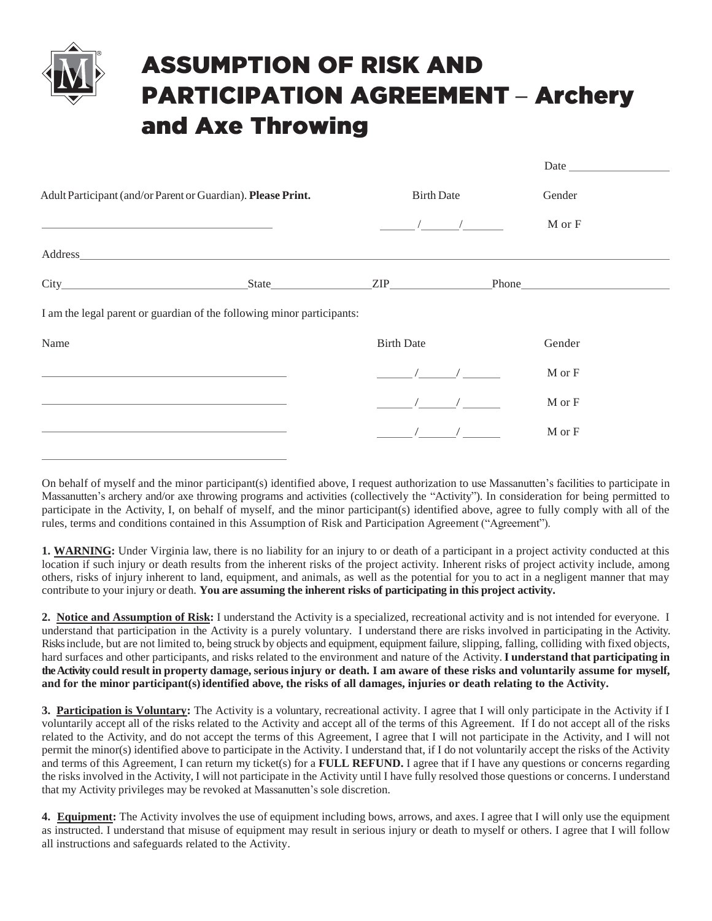# ASSUMPTION OF RISK AND PARTICIPATION AGREEMENT – Archery and Axe Throwing

Date ________________

| Adult Participant (and/or Parent or Guardian). **Please Print.** | Birth Date | Gender |
|---|---|---|
| ________________________________ | ____/____/____ | M or F |

Address ______________________________________________________________________

City ____________________ State ____________ ZIP ____________ Phone ________________

I am the legal parent or guardian of the following minor participants:

| Name | Birth Date | Gender |
|---|---|---|
| ________________________________ | ____/____/____ | M or F |
| ________________________________ | ____/____/____ | M or F |
| ________________________________ | ____/____/____ | M or F |
| ________________________________ | | |

On behalf of myself and the minor participant(s) identified above, I request authorization to use Massanutten's facilities to participate in Massanutten's archery and/or axe throwing programs and activities (collectively the "Activity"). In consideration for being permitted to participate in the Activity, I, on behalf of myself, and the minor participant(s) identified above, agree to fully comply with all of the rules, terms and conditions contained in this Assumption of Risk and Participation Agreement ("Agreement").

**1. WARNING:** Under Virginia law, there is no liability for an injury to or death of a participant in a project activity conducted at this location if such injury or death results from the inherent risks of the project activity. Inherent risks of project activity include, among others, risks of injury inherent to land, equipment, and animals, as well as the potential for you to act in a negligent manner that may contribute to your injury or death. **You are assuming the inherent risks of participating in this project activity.**

**2. Notice and Assumption of Risk:** I understand the Activity is a specialized, recreational activity and is not intended for everyone. I understand that participation in the Activity is a purely voluntary. I understand there are risks involved in participating in the Activity. Risks include, but are not limited to, being struck by objects and equipment, equipment failure, slipping, falling, colliding with fixed objects, hard surfaces and other participants, and risks related to the environment and nature of the Activity. **I understand that participating in the Activity could result in property damage, serious injury or death. I am aware of these risks and voluntarily assume for myself, and for the minor participant(s) identified above, the risks of all damages, injuries or death relating to the Activity.**

**3. Participation is Voluntary:** The Activity is a voluntary, recreational activity. I agree that I will only participate in the Activity if I voluntarily accept all of the risks related to the Activity and accept all of the terms of this Agreement. If I do not accept all of the risks related to the Activity, and do not accept the terms of this Agreement, I agree that I will not participate in the Activity, and I will not permit the minor(s) identified above to participate in the Activity. I understand that, if I do not voluntarily accept the risks of the Activity and terms of this Agreement, I can return my ticket(s) for a **FULL REFUND.** I agree that if I have any questions or concerns regarding the risks involved in the Activity, I will not participate in the Activity until I have fully resolved those questions or concerns. I understand that my Activity privileges may be revoked at Massanutten's sole discretion.

**4. Equipment:** The Activity involves the use of equipment including bows, arrows, and axes. I agree that I will only use the equipment as instructed. I understand that misuse of equipment may result in serious injury or death to myself or others. I agree that I will follow all instructions and safeguards related to the Activity.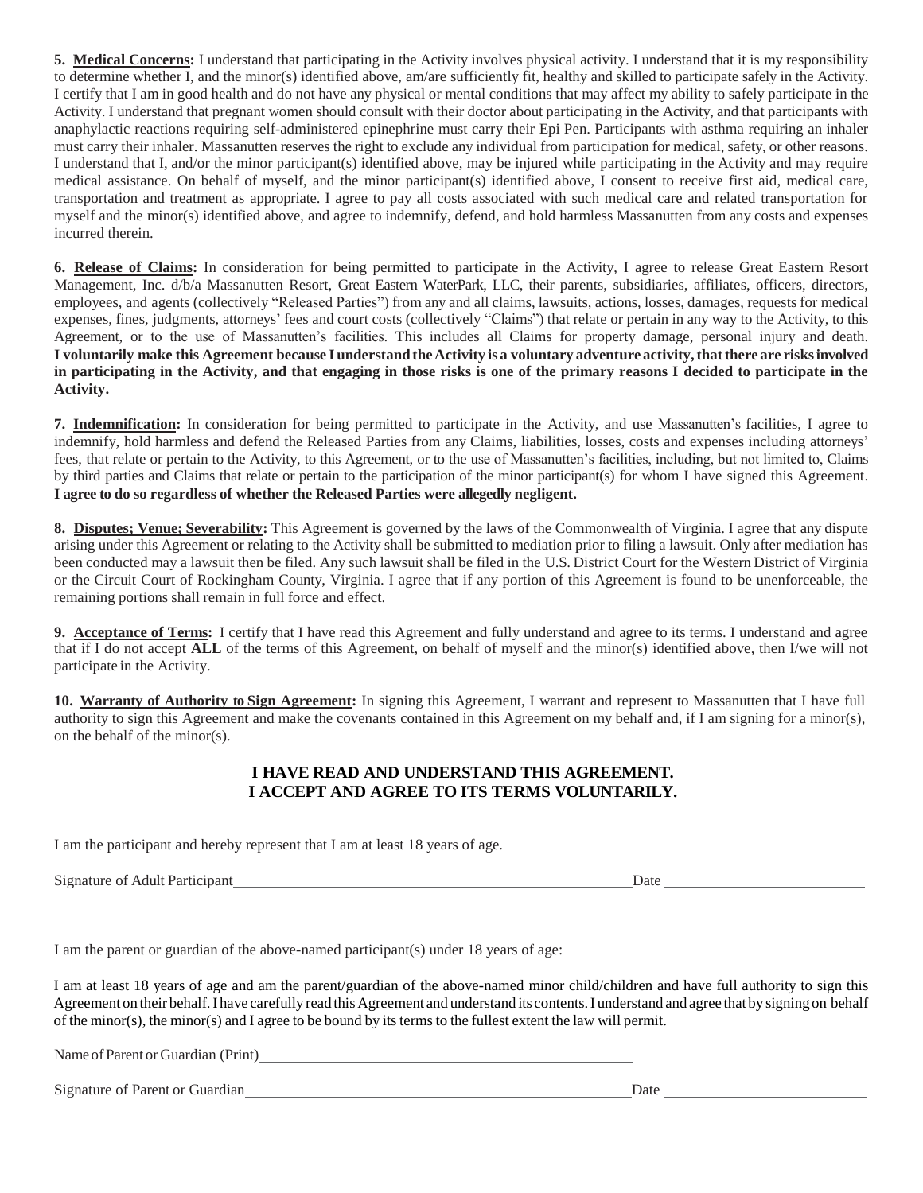**5. Medical Concerns:** I understand that participating in the Activity involves physical activity. I understand that it is my responsibility to determine whether I, and the minor(s) identified above, am/are sufficiently fit, healthy and skilled to participate safely in the Activity. I certify that I am in good health and do not have any physical or mental conditions that may affect my ability to safely participate in the Activity. I understand that pregnant women should consult with their doctor about participating in the Activity, and that participants with anaphylactic reactions requiring self-administered epinephrine must carry their Epi Pen. Participants with asthma requiring an inhaler must carry their inhaler. Massanutten reserves the right to exclude any individual from participation for medical, safety, or other reasons. I understand that I, and/or the minor participant(s) identified above, may be injured while participating in the Activity and may require medical assistance. On behalf of myself, and the minor participant(s) identified above, I consent to receive first aid, medical care, transportation and treatment as appropriate. I agree to pay all costs associated with such medical care and related transportation for myself and the minor(s) identified above, and agree to indemnify, defend, and hold harmless Massanutten from any costs and expenses incurred therein.

**6. Release of Claims:** In consideration for being permitted to participate in the Activity, I agree to release Great Eastern Resort Management, Inc. d/b/a Massanutten Resort, Great Eastern WaterPark, LLC, their parents, subsidiaries, affiliates, officers, directors, employees, and agents (collectively "Released Parties") from any and all claims, lawsuits, actions, losses, damages, requests for medical expenses, fines, judgments, attorneys' fees and court costs (collectively "Claims") that relate or pertain in any way to the Activity, to this Agreement, or to the use of Massanutten's facilities. This includes all Claims for property damage, personal injury and death. **I voluntarily make this Agreement because I understand the Activity is a voluntary adventure activity, that there are risks involved in participating in the Activity, and that engaging in those risks is one of the primary reasons I decided to participate in the Activity.**

**7. Indemnification:** In consideration for being permitted to participate in the Activity, and use Massanutten's facilities, I agree to indemnify, hold harmless and defend the Released Parties from any Claims, liabilities, losses, costs and expenses including attorneys' fees, that relate or pertain to the Activity, to this Agreement, or to the use of Massanutten's facilities, including, but not limited to, Claims by third parties and Claims that relate or pertain to the participation of the minor participant(s) for whom I have signed this Agreement. **I agree to do so regardless of whether the Released Parties were allegedly negligent.**

**8. Disputes; Venue; Severability:** This Agreement is governed by the laws of the Commonwealth of Virginia. I agree that any dispute arising under this Agreement or relating to the Activity shall be submitted to mediation prior to filing a lawsuit. Only after mediation has been conducted may a lawsuit then be filed. Any such lawsuit shall be filed in the U.S. District Court for the Western District of Virginia or the Circuit Court of Rockingham County, Virginia. I agree that if any portion of this Agreement is found to be unenforceable, the remaining portions shall remain in full force and effect.

**9. Acceptance of Terms:** I certify that I have read this Agreement and fully understand and agree to its terms. I understand and agree that if I do not accept **ALL** of the terms of this Agreement, on behalf of myself and the minor(s) identified above, then I/we will not participate in the Activity.

**10. Warranty of Authority to Sign Agreement:** In signing this Agreement, I warrant and represent to Massanutten that I have full authority to sign this Agreement and make the covenants contained in this Agreement on my behalf and, if I am signing for a minor(s), on the behalf of the minor(s).

**I HAVE READ AND UNDERSTAND THIS AGREEMENT.**
**I ACCEPT AND AGREE TO ITS TERMS VOLUNTARILY.**

I am the participant and hereby represent that I am at least 18 years of age.

Signature of Adult Participant________________________________________ Date ____________________

I am the parent or guardian of the above-named participant(s) under 18 years of age:

I am at least 18 years of age and am the parent/guardian of the above-named minor child/children and have full authority to sign this Agreement on their behalf. I have carefully read this Agreement and understand its contents. I understand and agree that by signing on behalf of the minor(s), the minor(s) and I agree to be bound by its terms to the fullest extent the law will permit.

Name of Parent or Guardian (Print)________________________________________

Signature of Parent or Guardian________________________________________ Date ____________________